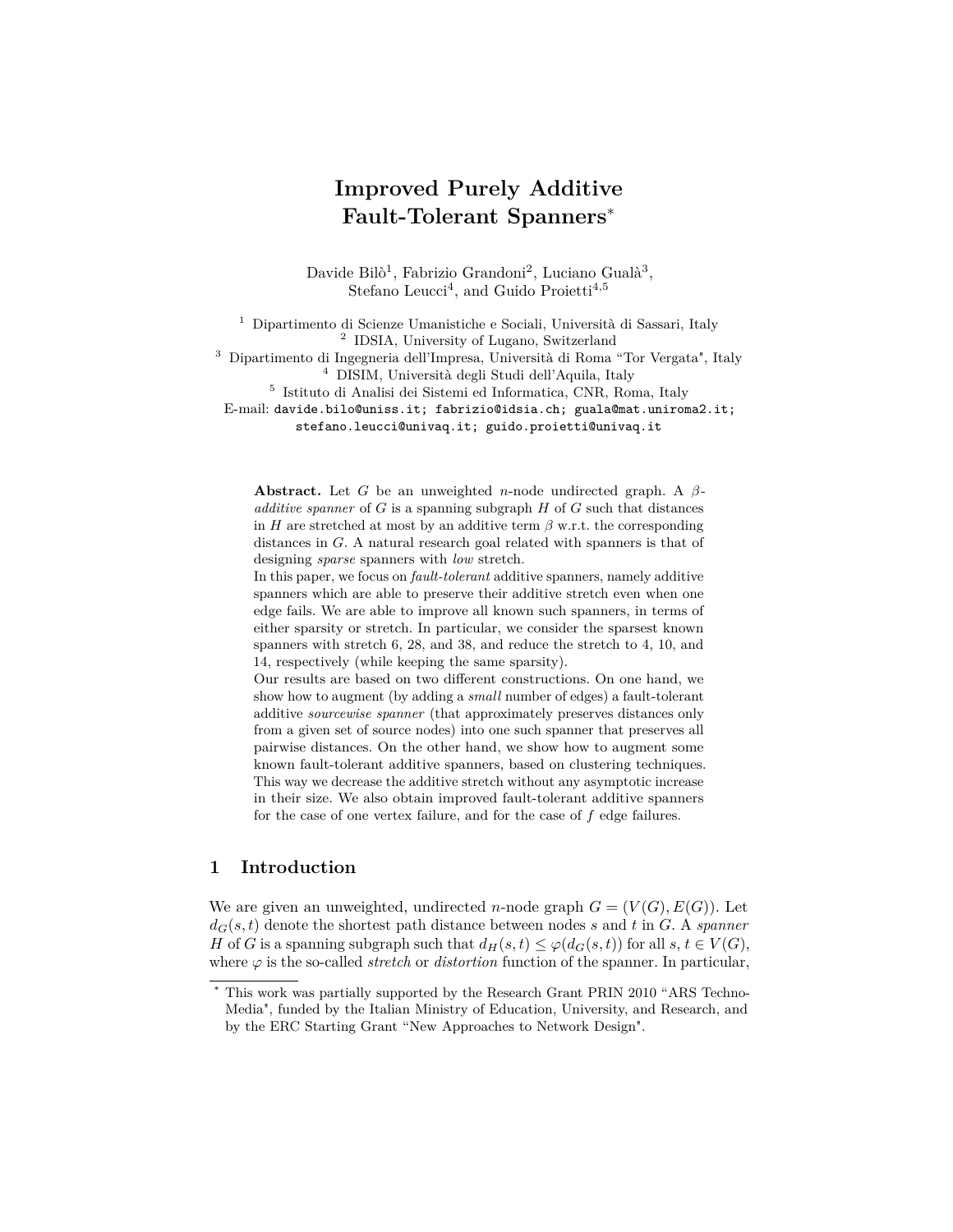# Improved Purely Additive Fault-Tolerant Spanners*

Davide Bilò[1], Fabrizio Grandoni[2], Luciano Gualà[3], Stefano Leucci[4], and Guido Proietti[4,5]

[1] Dipartimento di Scienze Umanistiche e Sociali, Università di Sassari, Italy
[2] IDSIA, University of Lugano, Switzerland
[3] Dipartimento di Ingegneria dell'Impresa, Università di Roma "Tor Vergata", Italy
[4] DISIM, Università degli Studi dell'Aquila, Italy
[5] Istituto di Analisi dei Sistemi ed Informatica, CNR, Roma, Italy

E-mail: davide.bilo@uniss.it; fabrizio@idsia.ch; guala@mat.uniroma2.it; stefano.leucci@univaq.it; guido.proietti@univaq.it

**Abstract.** Let $G$ be an unweighted $n$-node undirected graph. A $\beta$-*additive spanner* of $G$ is a spanning subgraph $H$ of $G$ such that distances in $H$ are stretched at most by an additive term $\beta$ w.r.t. the corresponding distances in $G$. A natural research goal related with spanners is that of designing *sparse* spanners with *low* stretch.

In this paper, we focus on *fault-tolerant* additive spanners, namely additive spanners which are able to preserve their additive stretch even when one edge fails. We are able to improve all known such spanners, in terms of either sparsity or stretch. In particular, we consider the sparsest known spanners with stretch 6, 28, and 38, and reduce the stretch to 4, 10, and 14, respectively (while keeping the same sparsity).

Our results are based on two different constructions. On one hand, we show how to augment (by adding a *small* number of edges) a fault-tolerant additive *sourcewise spanner* (that approximately preserves distances only from a given set of source nodes) into one such spanner that preserves all pairwise distances. On the other hand, we show how to augment some known fault-tolerant additive spanners, based on clustering techniques. This way we decrease the additive stretch without any asymptotic increase in their size. We also obtain improved fault-tolerant additive spanners for the case of one vertex failure, and for the case of $f$ edge failures.

## 1 Introduction

We are given an unweighted, undirected $n$-node graph $G = (V(G), E(G))$. Let $d_G(s,t)$ denote the shortest path distance between nodes $s$ and $t$ in $G$. A *spanner* $H$ of $G$ is a spanning subgraph such that $d_H(s,t) \leq \varphi(d_G(s,t))$ for all $s, t \in V(G)$, where $\varphi$ is the so-called *stretch* or *distortion* function of the spanner. In particular,

* This work was partially supported by the Research Grant PRIN 2010 "ARS TechnoMedia", funded by the Italian Ministry of Education, University, and Research, and by the ERC Starting Grant "New Approaches to Network Design".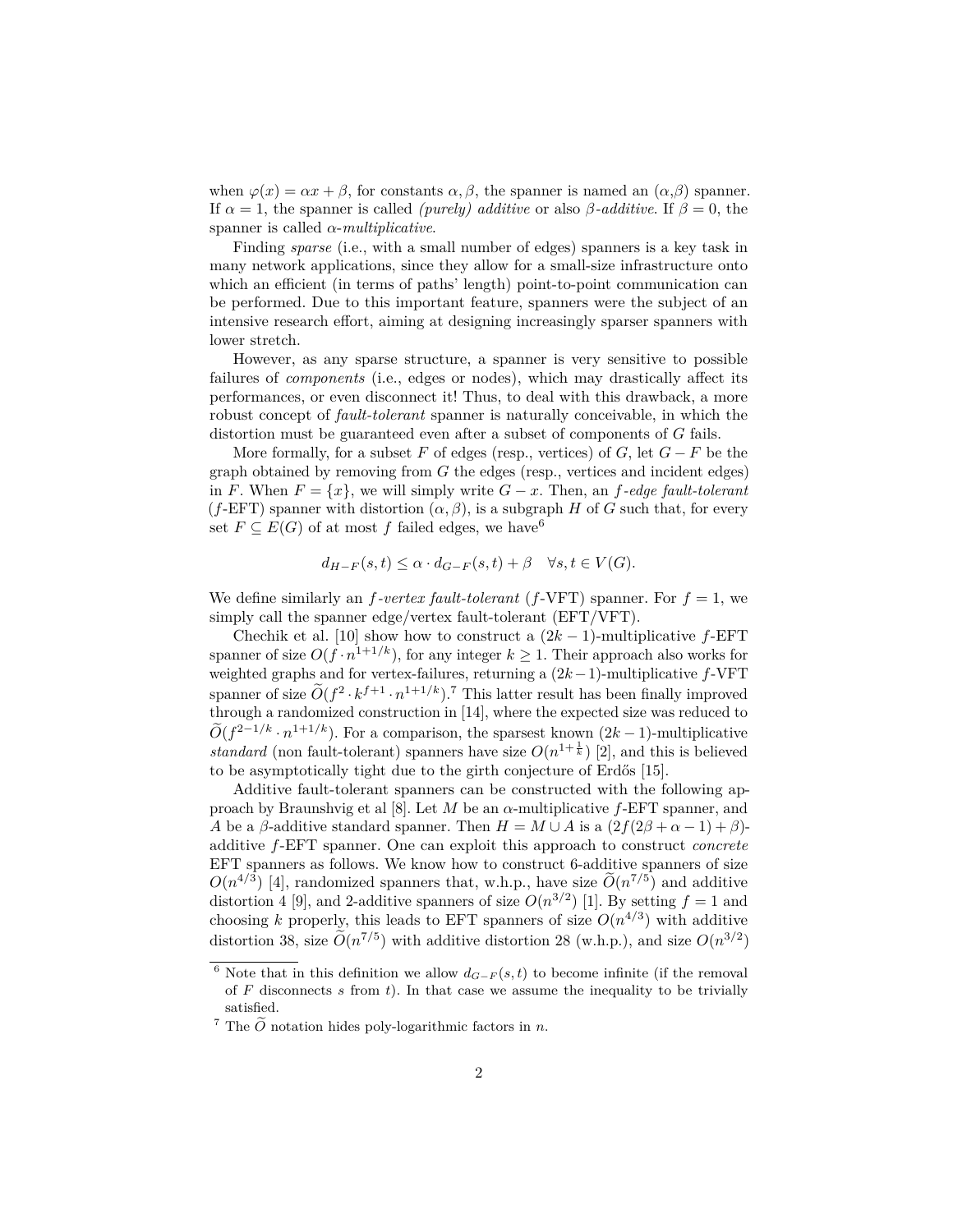when $\varphi(x) = \alpha x + \beta$, for constants $\alpha, \beta$, the spanner is named an ($\alpha$,$\beta$) spanner. If $\alpha = 1$, the spanner is called *(purely) additive* or also *$\beta$-additive*. If $\beta = 0$, the spanner is called *$\alpha$-multiplicative*.

Finding *sparse* (i.e., with a small number of edges) spanners is a key task in many network applications, since they allow for a small-size infrastructure onto which an efficient (in terms of paths' length) point-to-point communication can be performed. Due to this important feature, spanners were the subject of an intensive research effort, aiming at designing increasingly sparser spanners with lower stretch.

However, as any sparse structure, a spanner is very sensitive to possible failures of *components* (i.e., edges or nodes), which may drastically affect its performances, or even disconnect it! Thus, to deal with this drawback, a more robust concept of *fault-tolerant* spanner is naturally conceivable, in which the distortion must be guaranteed even after a subset of components of $G$ fails.

More formally, for a subset $F$ of edges (resp., vertices) of $G$, let $G - F$ be the graph obtained by removing from $G$ the edges (resp., vertices and incident edges) in $F$. When $F = \{x\}$, we will simply write $G - x$. Then, an *$f$-edge fault-tolerant* ($f$-EFT) spanner with distortion $(\alpha, \beta)$, is a subgraph $H$ of $G$ such that, for every set $F \subseteq E(G)$ of at most $f$ failed edges, we have[6]

$$d_{H-F}(s,t) \le \alpha \cdot d_{G-F}(s,t) + \beta \quad \forall s,t \in V(G).$$

We define similarly an *$f$-vertex fault-tolerant* ($f$-VFT) spanner. For $f = 1$, we simply call the spanner edge/vertex fault-tolerant (EFT/VFT).

Chechik et al. [10] show how to construct a $(2k-1)$-multiplicative $f$-EFT spanner of size $O(f \cdot n^{1+1/k})$, for any integer $k \ge 1$. Their approach also works for weighted graphs and for vertex-failures, returning a $(2k-1)$-multiplicative $f$-VFT spanner of size $\widetilde{O}(f^2 \cdot k^{f+1} \cdot n^{1+1/k})$.[7] This latter result has been finally improved through a randomized construction in [14], where the expected size was reduced to $\widetilde{O}(f^{2-1/k} \cdot n^{1+1/k})$. For a comparison, the sparsest known $(2k-1)$-multiplicative *standard* (non fault-tolerant) spanners have size $O(n^{1+\frac{1}{k}})$ [2], and this is believed to be asymptotically tight due to the girth conjecture of Erdős [15].

Additive fault-tolerant spanners can be constructed with the following approach by Braunshvig et al [8]. Let $M$ be an $\alpha$-multiplicative $f$-EFT spanner, and $A$ be a $\beta$-additive standard spanner. Then $H = M \cup A$ is a $(2f(2\beta + \alpha - 1) + \beta)$-additive $f$-EFT spanner. One can exploit this approach to construct *concrete* EFT spanners as follows. We know how to construct 6-additive spanners of size $O(n^{4/3})$ [4], randomized spanners that, w.h.p., have size $\widetilde{O}(n^{7/5})$ and additive distortion 4 [9], and 2-additive spanners of size $O(n^{3/2})$ [1]. By setting $f = 1$ and choosing $k$ properly, this leads to EFT spanners of size $O(n^{4/3})$ with additive distortion 38, size $\widetilde{O}(n^{7/5})$ with additive distortion 28 (w.h.p.), and size $O(n^{3/2})$

[6] Note that in this definition we allow $d_{G-F}(s,t)$ to become infinite (if the removal of $F$ disconnects $s$ from $t$). In that case we assume the inequality to be trivially satisfied.

[7] The $\widetilde{O}$ notation hides poly-logarithmic factors in $n$.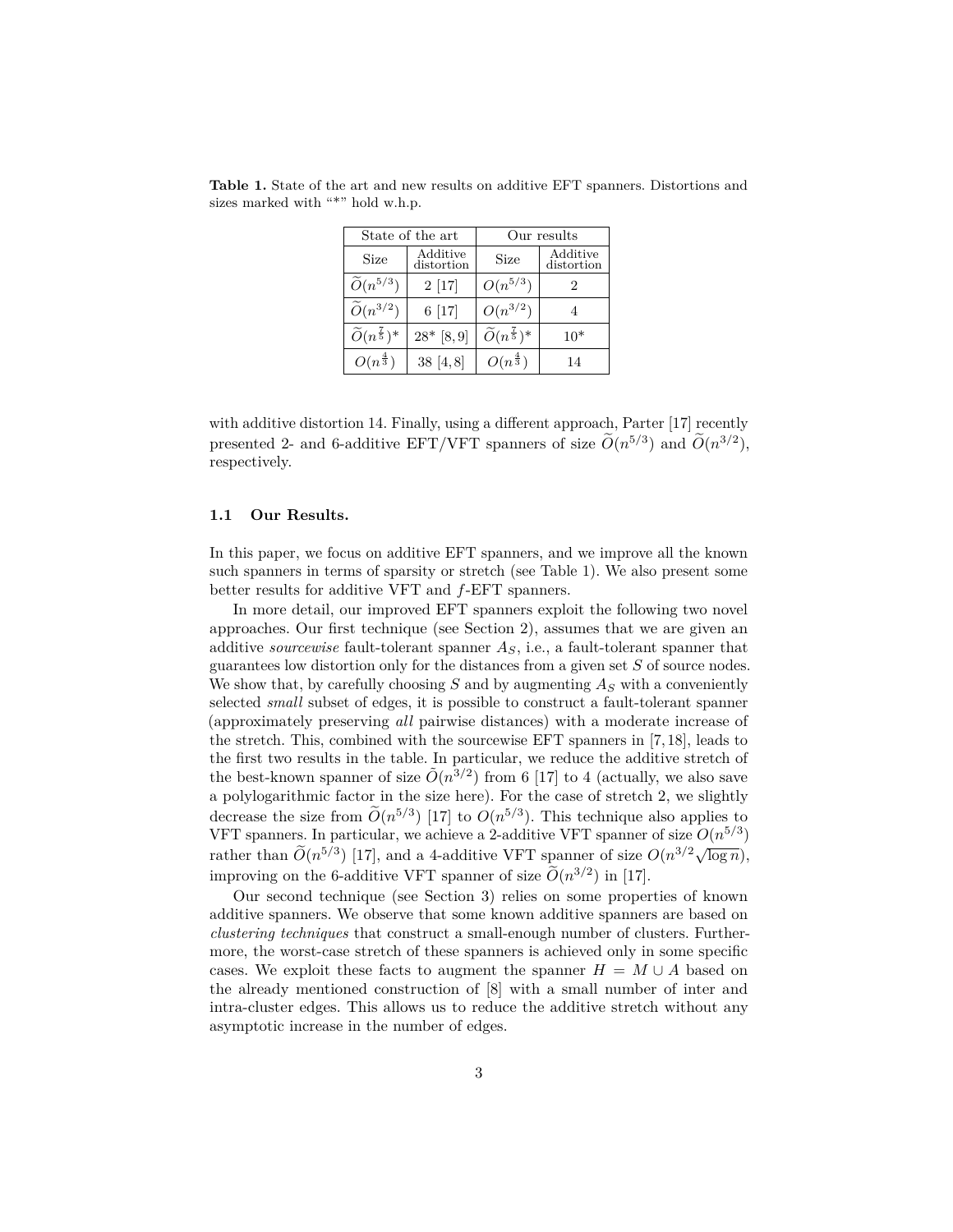**Table 1.** State of the art and new results on additive EFT spanners. Distortions and sizes marked with "*" hold w.h.p.

| State of the art | | Our results | |
|---|---|---|---|
| Size | Additive distortion | Size | Additive distortion |
| $\widetilde{O}(n^{5/3})$ | 2 [17] | $O(n^{5/3})$ | 2 |
| $\widetilde{O}(n^{3/2})$ | 6 [17] | $O(n^{3/2})$ | 4 |
| $\widetilde{O}(n^{\frac{7}{5}})$* | 28* [8,9] | $\widetilde{O}(n^{\frac{7}{5}})$* | 10* |
| $O(n^{\frac{4}{3}})$ | 38 [4,8] | $O(n^{\frac{4}{3}})$ | 14 |

with additive distortion 14. Finally, using a different approach, Parter [17] recently presented 2- and 6-additive EFT/VFT spanners of size $\widetilde{O}(n^{5/3})$ and $\widetilde{O}(n^{3/2})$, respectively.

### 1.1 Our Results.

In this paper, we focus on additive EFT spanners, and we improve all the known such spanners in terms of sparsity or stretch (see Table 1). We also present some better results for additive VFT and $f$-EFT spanners.

In more detail, our improved EFT spanners exploit the following two novel approaches. Our first technique (see Section 2), assumes that we are given an additive *sourcewise* fault-tolerant spanner $A_S$, i.e., a fault-tolerant spanner that guarantees low distortion only for the distances from a given set $S$ of source nodes. We show that, by carefully choosing $S$ and by augmenting $A_S$ with a conveniently selected *small* subset of edges, it is possible to construct a fault-tolerant spanner (approximately preserving *all* pairwise distances) with a moderate increase of the stretch. This, combined with the sourcewise EFT spanners in [7,18], leads to the first two results in the table. In particular, we reduce the additive stretch of the best-known spanner of size $\tilde{O}(n^{3/2})$ from 6 [17] to 4 (actually, we also save a polylogarithmic factor in the size here). For the case of stretch 2, we slightly decrease the size from $\widetilde{O}(n^{5/3})$ [17] to $O(n^{5/3})$. This technique also applies to VFT spanners. In particular, we achieve a 2-additive VFT spanner of size $O(n^{5/3})$ rather than $\widetilde{O}(n^{5/3})$ [17], and a 4-additive VFT spanner of size $O(n^{3/2}\sqrt{\log n})$, improving on the 6-additive VFT spanner of size $\widetilde{O}(n^{3/2})$ in [17].

Our second technique (see Section 3) relies on some properties of known additive spanners. We observe that some known additive spanners are based on *clustering techniques* that construct a small-enough number of clusters. Furthermore, the worst-case stretch of these spanners is achieved only in some specific cases. We exploit these facts to augment the spanner $H = M \cup A$ based on the already mentioned construction of [8] with a small number of inter and intra-cluster edges. This allows us to reduce the additive stretch without any asymptotic increase in the number of edges.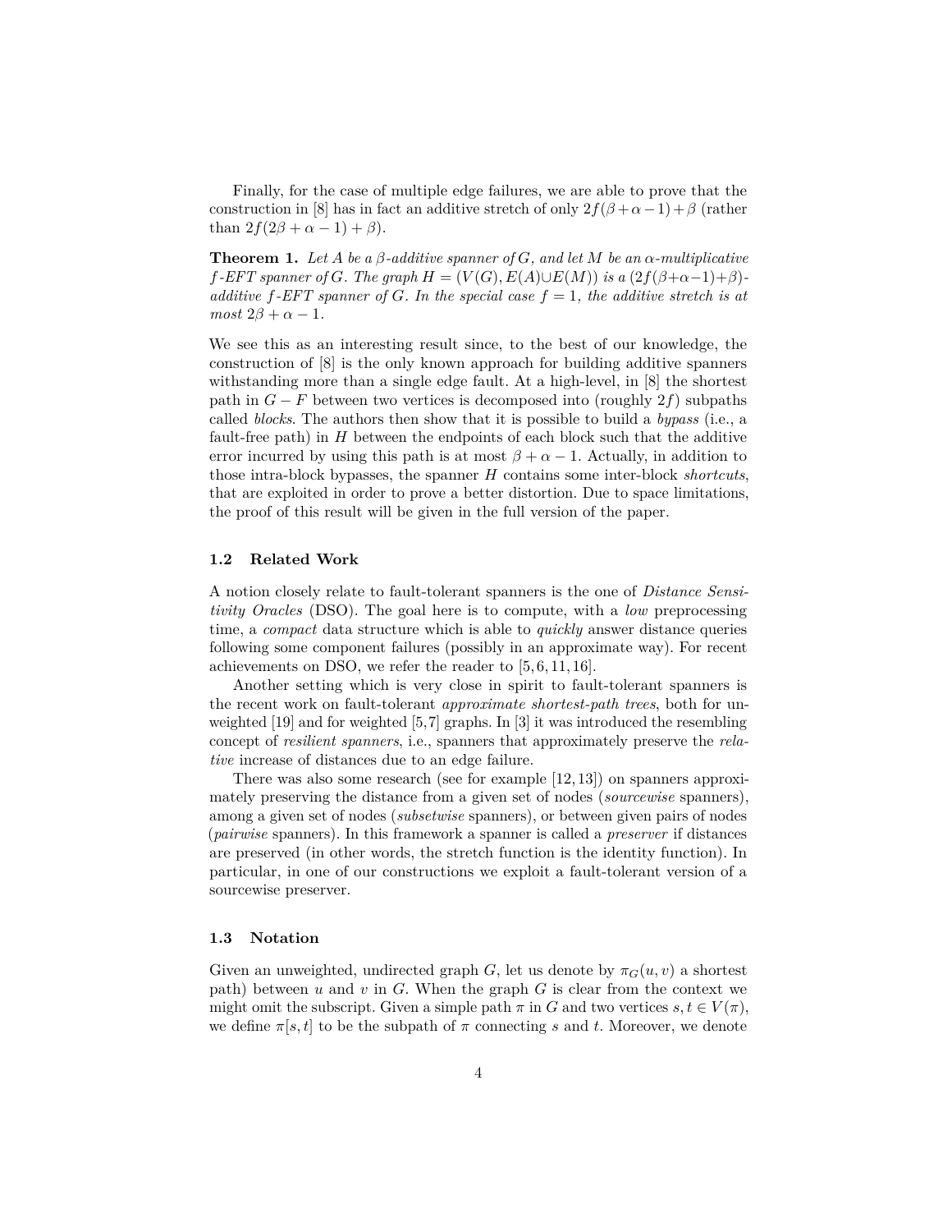Finally, for the case of multiple edge failures, we are able to prove that the construction in [8] has in fact an additive stretch of only $2f(\beta+\alpha-1)+\beta$ (rather than $2f(2\beta+\alpha-1)+\beta$).

**Theorem 1.** *Let $A$ be a $\beta$-additive spanner of $G$, and let $M$ be an $\alpha$-multiplicative $f$-EFT spanner of $G$. The graph $H=(V(G), E(A)\cup E(M))$ is a $(2f(\beta+\alpha-1)+\beta)$-additive $f$-EFT spanner of $G$. In the special case $f=1$, the additive stretch is at most $2\beta+\alpha-1$.*

We see this as an interesting result since, to the best of our knowledge, the construction of [8] is the only known approach for building additive spanners withstanding more than a single edge fault. At a high-level, in [8] the shortest path in $G-F$ between two vertices is decomposed into (roughly $2f$) subpaths called *blocks*. The authors then show that it is possible to build a *bypass* (i.e., a fault-free path) in $H$ between the endpoints of each block such that the additive error incurred by using this path is at most $\beta+\alpha-1$. Actually, in addition to those intra-block bypasses, the spanner $H$ contains some inter-block *shortcuts*, that are exploited in order to prove a better distortion. Due to space limitations, the proof of this result will be given in the full version of the paper.

### 1.2 Related Work

A notion closely relate to fault-tolerant spanners is the one of *Distance Sensitivity Oracles* (DSO). The goal here is to compute, with a *low* preprocessing time, a *compact* data structure which is able to *quickly* answer distance queries following some component failures (possibly in an approximate way). For recent achievements on DSO, we refer the reader to [5,6,11,16].

Another setting which is very close in spirit to fault-tolerant spanners is the recent work on fault-tolerant *approximate shortest-path trees*, both for unweighted [19] and for weighted [5,7] graphs. In [3] it was introduced the resembling concept of *resilient spanners*, i.e., spanners that approximately preserve the *relative* increase of distances due to an edge failure.

There was also some research (see for example [12,13]) on spanners approximately preserving the distance from a given set of nodes (*sourcewise* spanners), among a given set of nodes (*subsetwise* spanners), or between given pairs of nodes (*pairwise* spanners). In this framework a spanner is called a *preserver* if distances are preserved (in other words, the stretch function is the identity function). In particular, in one of our constructions we exploit a fault-tolerant version of a sourcewise preserver.

### 1.3 Notation

Given an unweighted, undirected graph $G$, let us denote by $\pi_G(u,v)$ a shortest path) between $u$ and $v$ in $G$. When the graph $G$ is clear from the context we might omit the subscript. Given a simple path $\pi$ in $G$ and two vertices $s,t \in V(\pi)$, we define $\pi[s,t]$ to be the subpath of $\pi$ connecting $s$ and $t$. Moreover, we denote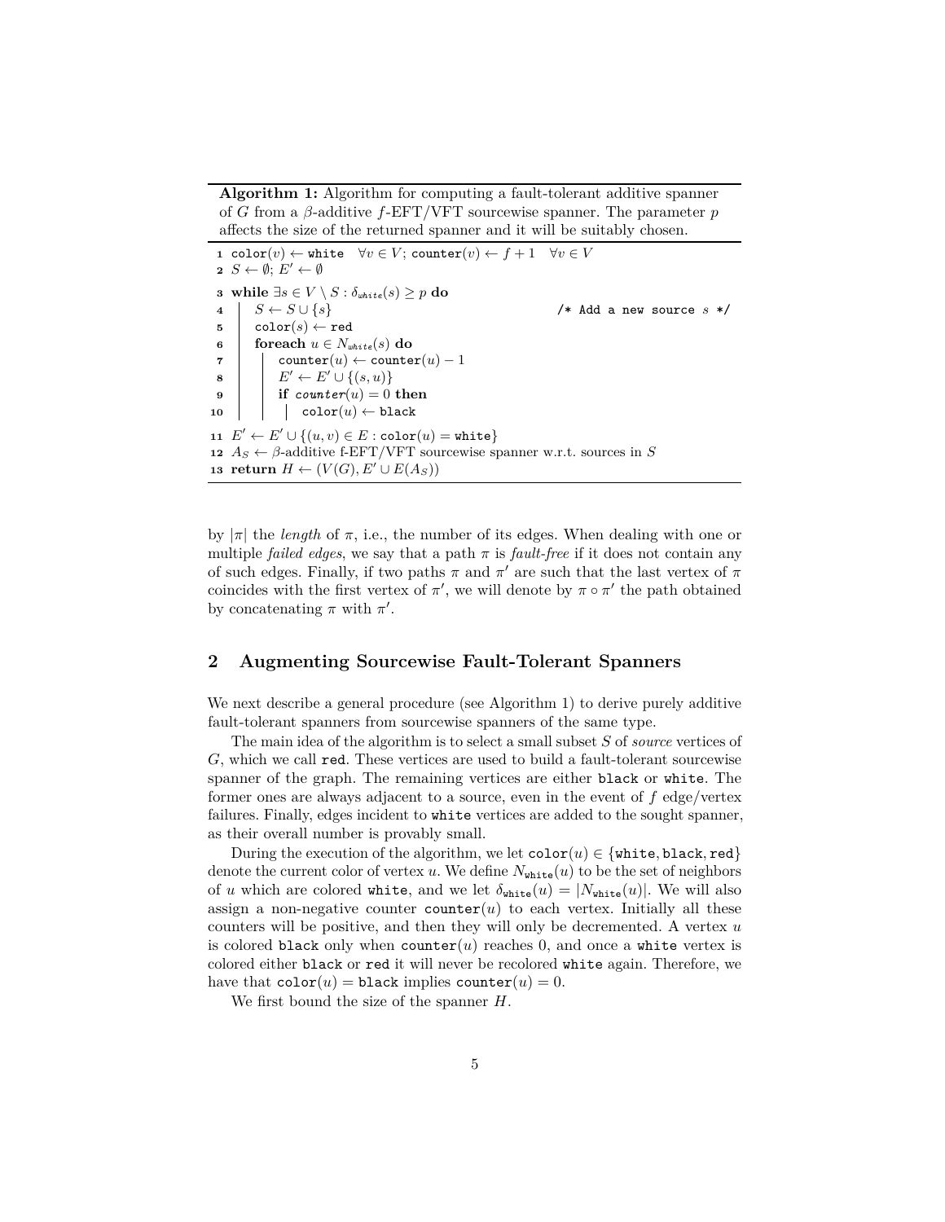**Algorithm 1:** Algorithm for computing a fault-tolerant additive spanner of $G$ from a $\beta$-additive $f$-EFT/VFT sourcewise spanner. The parameter $p$ affects the size of the returned spanner and it will be suitably chosen.

```
1  color(v) ← white  ∀v ∈ V; counter(v) ← f + 1  ∀v ∈ V
2  S ← ∅; E' ← ∅
3  while ∃s ∈ V \ S : δ_white(s) ≥ p do
4      S ← S ∪ {s}                                  /* Add a new source s */
5      color(s) ← red
6      foreach u ∈ N_white(s) do
7          counter(u) ← counter(u) − 1
8          E' ← E' ∪ {(s, u)}
9          if counter(u) = 0 then
10             color(u) ← black
11 E' ← E' ∪ {(u, v) ∈ E : color(u) = white}
12 A_S ← β-additive f-EFT/VFT sourcewise spanner w.r.t. sources in S
13 return H ← (V(G), E' ∪ E(A_S))
```

by $|\pi|$ the *length* of $\pi$, i.e., the number of its edges. When dealing with one or multiple *failed edges*, we say that a path $\pi$ is *fault-free* if it does not contain any of such edges. Finally, if two paths $\pi$ and $\pi'$ are such that the last vertex of $\pi$ coincides with the first vertex of $\pi'$, we will denote by $\pi \circ \pi'$ the path obtained by concatenating $\pi$ with $\pi'$.

## 2 Augmenting Sourcewise Fault-Tolerant Spanners

We next describe a general procedure (see Algorithm 1) to derive purely additive fault-tolerant spanners from sourcewise spanners of the same type.

The main idea of the algorithm is to select a small subset $S$ of *source* vertices of $G$, which we call red. These vertices are used to build a fault-tolerant sourcewise spanner of the graph. The remaining vertices are either black or white. The former ones are always adjacent to a source, even in the event of $f$ edge/vertex failures. Finally, edges incident to white vertices are added to the sought spanner, as their overall number is provably small.

During the execution of the algorithm, we let $\texttt{color}(u) \in \{\texttt{white}, \texttt{black}, \texttt{red}\}$ denote the current color of vertex $u$. We define $N_{\texttt{white}}(u)$ to be the set of neighbors of $u$ which are colored white, and we let $\delta_{\texttt{white}}(u) = |N_{\texttt{white}}(u)|$. We will also assign a non-negative counter $\texttt{counter}(u)$ to each vertex. Initially all these counters will be positive, and then they will only be decremented. A vertex $u$ is colored black only when $\texttt{counter}(u)$ reaches 0, and once a white vertex is colored either black or red it will never be recolored white again. Therefore, we have that $\texttt{color}(u) = \texttt{black}$ implies $\texttt{counter}(u) = 0$.

We first bound the size of the spanner $H$.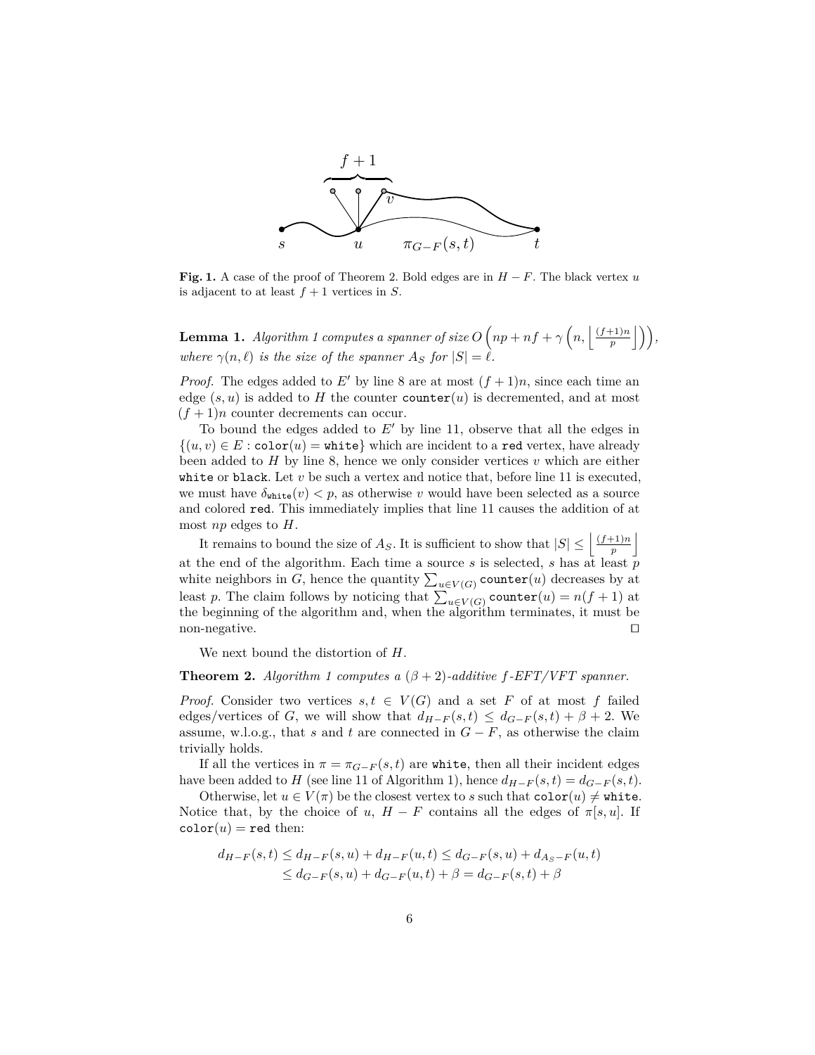**Fig. 1.** A case of the proof of Theorem 2. Bold edges are in $H - F$. The black vertex $u$ is adjacent to at least $f + 1$ vertices in $S$.

**Lemma 1.** *Algorithm 1 computes a spanner of size $O\left(np + nf + \gamma\left(n, \left\lfloor \frac{(f+1)n}{p} \right\rfloor\right)\right)$, where $\gamma(n, \ell)$ is the size of the spanner $A_S$ for $|S| = \ell$.*

*Proof.* The edges added to $E'$ by line 8 are at most $(f + 1)n$, since each time an edge $(s, u)$ is added to $H$ the counter $\texttt{counter}(u)$ is decremented, and at most $(f + 1)n$ counter decrements can occur.

To bound the edges added to $E'$ by line 11, observe that all the edges in $\{(u, v) \in E : \texttt{color}(u) = \texttt{white}\}$ which are incident to a $\texttt{red}$ vertex, have already been added to $H$ by line 8, hence we only consider vertices $v$ which are either $\texttt{white}$ or $\texttt{black}$. Let $v$ be such a vertex and notice that, before line 11 is executed, we must have $\delta_{\texttt{white}}(v) < p$, as otherwise $v$ would have been selected as a source and colored $\texttt{red}$. This immediately implies that line 11 causes the addition of at most $np$ edges to $H$.

It remains to bound the size of $A_S$. It is sufficient to show that $|S| \leq \left\lfloor \frac{(f+1)n}{p} \right\rfloor$ at the end of the algorithm. Each time a source $s$ is selected, $s$ has at least $p$ white neighbors in $G$, hence the quantity $\sum_{u \in V(G)} \texttt{counter}(u)$ decreases by at least $p$. The claim follows by noticing that $\sum_{u \in V(G)} \texttt{counter}(u) = n(f + 1)$ at the beginning of the algorithm and, when the algorithm terminates, it must be non-negative. ◻

We next bound the distortion of $H$.

**Theorem 2.** *Algorithm 1 computes a $(\beta + 2)$-additive $f$-EFT/VFT spanner.*

*Proof.* Consider two vertices $s, t \in V(G)$ and a set $F$ of at most $f$ failed edges/vertices of $G$, we will show that $d_{H-F}(s, t) \leq d_{G-F}(s, t) + \beta + 2$. We assume, w.l.o.g., that $s$ and $t$ are connected in $G - F$, as otherwise the claim trivially holds.

If all the vertices in $\pi = \pi_{G-F}(s, t)$ are $\texttt{white}$, then all their incident edges have been added to $H$ (see line 11 of Algorithm 1), hence $d_{H-F}(s, t) = d_{G-F}(s, t)$.

Otherwise, let $u \in V(\pi)$ be the closest vertex to $s$ such that $\texttt{color}(u) \neq \texttt{white}$. Notice that, by the choice of $u$, $H - F$ contains all the edges of $\pi[s, u]$. If $\texttt{color}(u) = \texttt{red}$ then:

$$
\begin{aligned}
d_{H-F}(s, t) &\leq d_{H-F}(s, u) + d_{H-F}(u, t) \leq d_{G-F}(s, u) + d_{A_S - F}(u, t) \\
&\leq d_{G-F}(s, u) + d_{G-F}(u, t) + \beta = d_{G-F}(s, t) + \beta
\end{aligned}
$$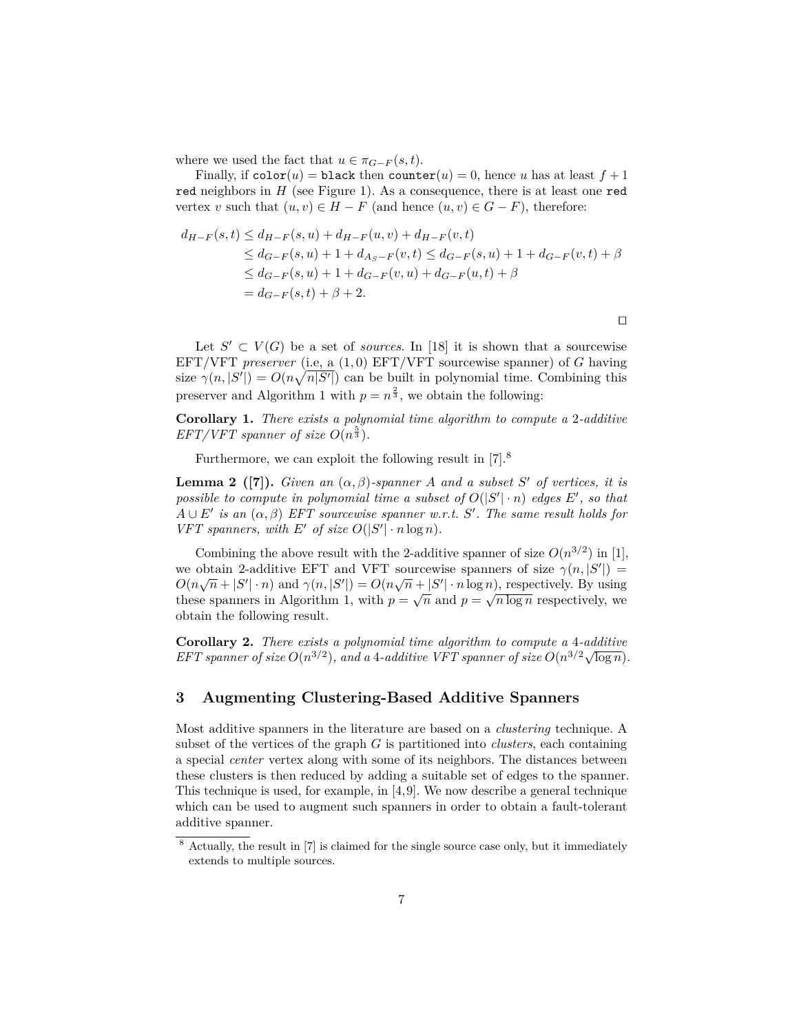where we used the fact that $u \in \pi_{G-F}(s,t)$.

Finally, if $\texttt{color}(u) = \texttt{black}$ then $\texttt{counter}(u) = 0$, hence $u$ has at least $f+1$ `red` neighbors in $H$ (see Figure 1). As a consequence, there is at least one `red` vertex $v$ such that $(u,v) \in H - F$ (and hence $(u,v) \in G - F$), therefore:

$$
\begin{aligned}
d_{H-F}(s,t) &\leq d_{H-F}(s,u) + d_{H-F}(u,v) + d_{H-F}(v,t) \\
&\leq d_{G-F}(s,u) + 1 + d_{A_S - F}(v,t) \leq d_{G-F}(s,u) + 1 + d_{G-F}(v,t) + \beta \\
&\leq d_{G-F}(s,u) + 1 + d_{G-F}(v,u) + d_{G-F}(u,t) + \beta \\
&= d_{G-F}(s,t) + \beta + 2.
\end{aligned}
$$

□

Let $S' \subset V(G)$ be a set of *sources*. In [18] it is shown that a sourcewise EFT/VFT *preserver* (i.e, a $(1,0)$ EFT/VFT sourcewise spanner) of $G$ having size $\gamma(n,|S'|) = O(n\sqrt{n|S'|})$ can be built in polynomial time. Combining this preserver and Algorithm 1 with $p = n^{\frac{2}{3}}$, we obtain the following:

**Corollary 1.** *There exists a polynomial time algorithm to compute a 2-additive EFT/VFT spanner of size $O(n^{\frac{5}{3}})$.*

Furthermore, we can exploit the following result in [7].[8]

**Lemma 2 ([7]).** *Given an $(\alpha,\beta)$-spanner $A$ and a subset $S'$ of vertices, it is possible to compute in polynomial time a subset of $O(|S'| \cdot n)$ edges $E'$, so that $A \cup E'$ is an $(\alpha,\beta)$ EFT sourcewise spanner w.r.t. $S'$. The same result holds for VFT spanners, with $E'$ of size $O(|S'| \cdot n \log n)$.*

Combining the above result with the 2-additive spanner of size $O(n^{3/2})$ in [1], we obtain 2-additive EFT and VFT sourcewise spanners of size $\gamma(n,|S'|) = O(n\sqrt{n} + |S'| \cdot n)$ and $\gamma(n,|S'|) = O(n\sqrt{n} + |S'| \cdot n \log n)$, respectively. By using these spanners in Algorithm 1, with $p = \sqrt{n}$ and $p = \sqrt{n \log n}$ respectively, we obtain the following result.

**Corollary 2.** *There exists a polynomial time algorithm to compute a 4-additive EFT spanner of size $O(n^{3/2})$, and a 4-additive VFT spanner of size $O(n^{3/2}\sqrt{\log n})$.*

## 3 Augmenting Clustering-Based Additive Spanners

Most additive spanners in the literature are based on a *clustering* technique. A subset of the vertices of the graph $G$ is partitioned into *clusters*, each containing a special *center* vertex along with some of its neighbors. The distances between these clusters is then reduced by adding a suitable set of edges to the spanner. This technique is used, for example, in [4,9]. We now describe a general technique which can be used to augment such spanners in order to obtain a fault-tolerant additive spanner.

[8] Actually, the result in [7] is claimed for the single source case only, but it immediately extends to multiple sources.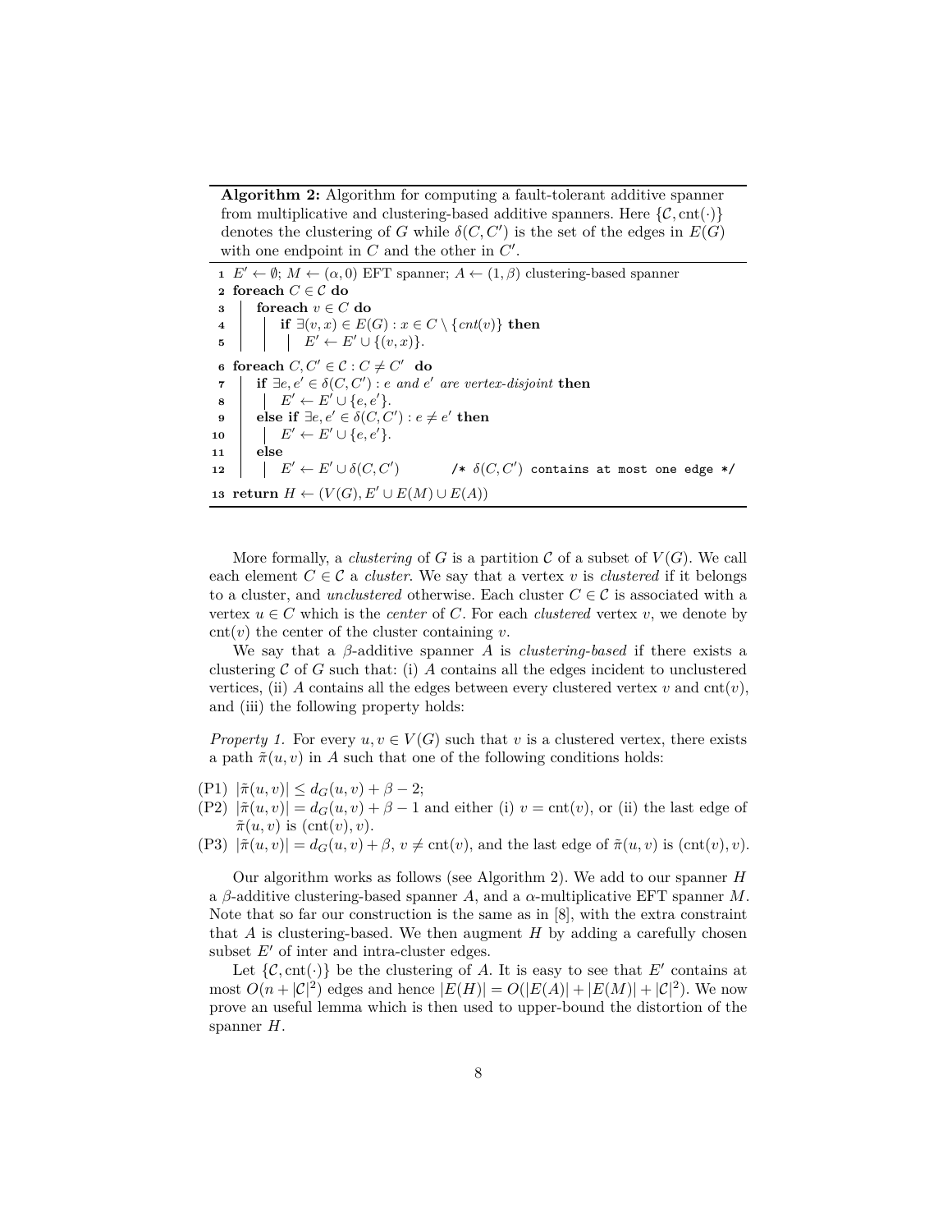**Algorithm 2:** Algorithm for computing a fault-tolerant additive spanner from multiplicative and clustering-based additive spanners. Here $\{\mathcal{C}, \text{cnt}(\cdot)\}$ denotes the clustering of $G$ while $\delta(C, C')$ is the set of the edges in $E(G)$ with one endpoint in $C$ and the other in $C'$.

```
1  E' ← ∅; M ← (α, 0) EFT spanner; A ← (1, β) clustering-based spanner
2  foreach C ∈ 𝒞 do
3  |   foreach v ∈ C do
4  |   |   if ∃(v, x) ∈ E(G) : x ∈ C \ {cnt(v)} then
5  |   |   |   E' ← E' ∪ {(v, x)}.
6  foreach C, C' ∈ 𝒞 : C ≠ C' do
7  |   if ∃e, e' ∈ δ(C, C') : e and e' are vertex-disjoint then
8  |   |   E' ← E' ∪ {e, e'}.
9  |   else if ∃e, e' ∈ δ(C, C') : e ≠ e' then
10 |   |   E' ← E' ∪ {e, e'}.
11 |   else
12 |   |   E' ← E' ∪ δ(C, C')        /* δ(C, C') contains at most one edge */
13 return H ← (V(G), E' ∪ E(M) ∪ E(A))
```

More formally, a *clustering* of $G$ is a partition $\mathcal{C}$ of a subset of $V(G)$. We call each element $C \in \mathcal{C}$ a *cluster*. We say that a vertex $v$ is *clustered* if it belongs to a cluster, and *unclustered* otherwise. Each cluster $C \in \mathcal{C}$ is associated with a vertex $u \in C$ which is the *center* of $C$. For each *clustered* vertex $v$, we denote by $\text{cnt}(v)$ the center of the cluster containing $v$.

We say that a $\beta$-additive spanner $A$ is *clustering-based* if there exists a clustering $\mathcal{C}$ of $G$ such that: (i) $A$ contains all the edges incident to unclustered vertices, (ii) $A$ contains all the edges between every clustered vertex $v$ and $\text{cnt}(v)$, and (iii) the following property holds:

*Property 1.* For every $u, v \in V(G)$ such that $v$ is a clustered vertex, there exists a path $\tilde{\pi}(u, v)$ in $A$ such that one of the following conditions holds:

- (P1) $|\tilde{\pi}(u, v)| \le d_G(u, v) + \beta - 2$;
- (P2) $|\tilde{\pi}(u, v)| = d_G(u, v) + \beta - 1$ and either (i) $v = \text{cnt}(v)$, or (ii) the last edge of $\tilde{\pi}(u, v)$ is $(\text{cnt}(v), v)$.
- (P3) $|\tilde{\pi}(u, v)| = d_G(u, v) + \beta$, $v \neq \text{cnt}(v)$, and the last edge of $\tilde{\pi}(u, v)$ is $(\text{cnt}(v), v)$.

Our algorithm works as follows (see Algorithm 2). We add to our spanner $H$ a $\beta$-additive clustering-based spanner $A$, and a $\alpha$-multiplicative EFT spanner $M$. Note that so far our construction is the same as in [8], with the extra constraint that $A$ is clustering-based. We then augment $H$ by adding a carefully chosen subset $E'$ of inter and intra-cluster edges.

Let $\{\mathcal{C}, \text{cnt}(\cdot)\}$ be the clustering of $A$. It is easy to see that $E'$ contains at most $O(n + |\mathcal{C}|^2)$ edges and hence $|E(H)| = O(|E(A)| + |E(M)| + |\mathcal{C}|^2)$. We now prove an useful lemma which is then used to upper-bound the distortion of the spanner $H$.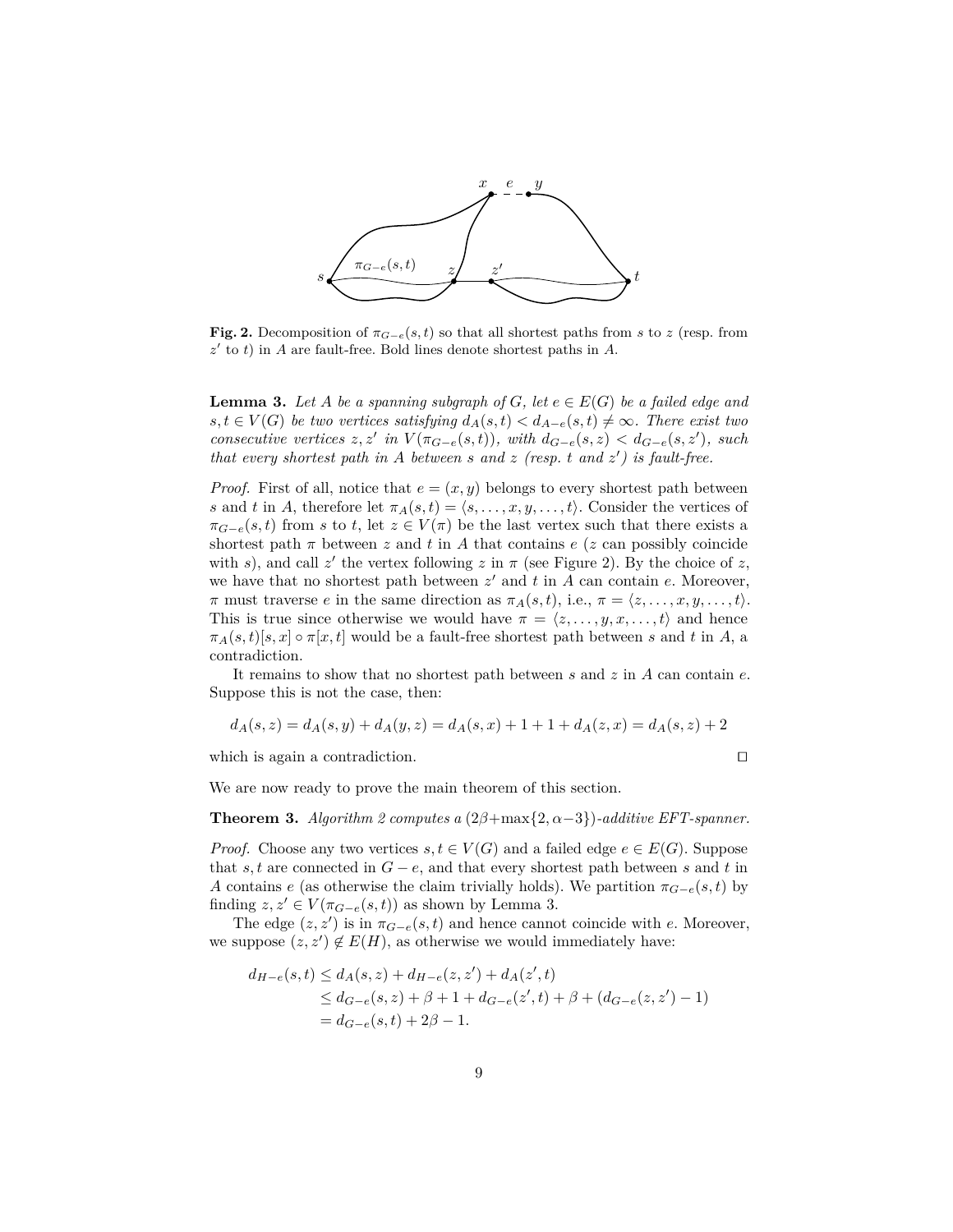**Fig. 2.** Decomposition of $\pi_{G-e}(s,t)$ so that all shortest paths from $s$ to $z$ (resp. from $z'$ to $t$) in $A$ are fault-free. Bold lines denote shortest paths in $A$.

**Lemma 3.** *Let $A$ be a spanning subgraph of $G$, let $e \in E(G)$ be a failed edge and $s,t \in V(G)$ be two vertices satisfying $d_A(s,t) < d_{A-e}(s,t) \neq \infty$. There exist two consecutive vertices $z, z'$ in $V(\pi_{G-e}(s,t))$, with $d_{G-e}(s,z) < d_{G-e}(s,z')$, such that every shortest path in $A$ between $s$ and $z$ (resp. $t$ and $z'$) is fault-free.*

*Proof.* First of all, notice that $e = (x,y)$ belongs to every shortest path between $s$ and $t$ in $A$, therefore let $\pi_A(s,t) = \langle s, \dots, x, y, \dots, t \rangle$. Consider the vertices of $\pi_{G-e}(s,t)$ from $s$ to $t$, let $z \in V(\pi)$ be the last vertex such that there exists a shortest path $\pi$ between $z$ and $t$ in $A$ that contains $e$ ($z$ can possibly coincide with $s$), and call $z'$ the vertex following $z$ in $\pi$ (see Figure 2). By the choice of $z$, we have that no shortest path between $z'$ and $t$ in $A$ can contain $e$. Moreover, $\pi$ must traverse $e$ in the same direction as $\pi_A(s,t)$, i.e., $\pi = \langle z, \dots, x, y, \dots, t \rangle$. This is true since otherwise we would have $\pi = \langle z, \dots, y, x, \dots, t \rangle$ and hence $\pi_A(s,t)[s,x] \circ \pi[x,t]$ would be a fault-free shortest path between $s$ and $t$ in $A$, a contradiction.

It remains to show that no shortest path between $s$ and $z$ in $A$ can contain $e$. Suppose this is not the case, then:

$$d_A(s,z) = d_A(s,y) + d_A(y,z) = d_A(s,x) + 1 + 1 + d_A(z,x) = d_A(s,z) + 2$$

which is again a contradiction. ◻

We are now ready to prove the main theorem of this section.

**Theorem 3.** *Algorithm 2 computes a $(2\beta + \max\{2, \alpha - 3\})$-additive EFT-spanner.*

*Proof.* Choose any two vertices $s,t \in V(G)$ and a failed edge $e \in E(G)$. Suppose that $s,t$ are connected in $G-e$, and that every shortest path between $s$ and $t$ in $A$ contains $e$ (as otherwise the claim trivially holds). We partition $\pi_{G-e}(s,t)$ by finding $z, z' \in V(\pi_{G-e}(s,t))$ as shown by Lemma 3.

The edge $(z,z')$ is in $\pi_{G-e}(s,t)$ and hence cannot coincide with $e$. Moreover, we suppose $(z,z') \notin E(H)$, as otherwise we would immediately have:

$$\begin{aligned}
d_{H-e}(s,t) &\leq d_A(s,z) + d_{H-e}(z,z') + d_A(z',t) \\
&\leq d_{G-e}(s,z) + \beta + 1 + d_{G-e}(z',t) + \beta + (d_{G-e}(z,z') - 1) \\
&= d_{G-e}(s,t) + 2\beta - 1.
\end{aligned}$$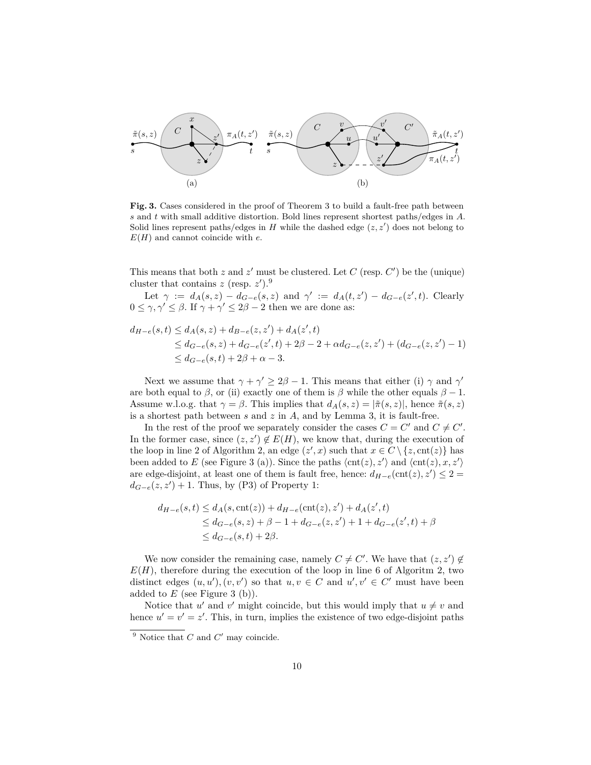**Fig. 3.** Cases considered in the proof of Theorem 3 to build a fault-free path between $s$ and $t$ with small additive distortion. Bold lines represent shortest paths/edges in $A$. Solid lines represent paths/edges in $H$ while the dashed edge $(z, z')$ does not belong to $E(H)$ and cannot coincide with $e$.

This means that both $z$ and $z'$ must be clustered. Let $C$ (resp. $C'$) be the (unique) cluster that contains $z$ (resp. $z'$).[9]

Let $\gamma := d_A(s, z) - d_{G-e}(s, z)$ and $\gamma' := d_A(t, z') - d_{G-e}(z', t)$. Clearly $0 \leq \gamma, \gamma' \leq \beta$. If $\gamma + \gamma' \leq 2\beta - 2$ then we are done as:

$$
\begin{aligned}
d_{H-e}(s, t) &\leq d_A(s, z) + d_{B-e}(z, z') + d_A(z', t) \\
&\leq d_{G-e}(s, z) + d_{G-e}(z', t) + 2\beta - 2 + \alpha d_{G-e}(z, z') + (d_{G-e}(z, z') - 1) \\
&\leq d_{G-e}(s, t) + 2\beta + \alpha - 3.
\end{aligned}
$$

Next we assume that $\gamma + \gamma' \geq 2\beta - 1$. This means that either (i) $\gamma$ and $\gamma'$ are both equal to $\beta$, or (ii) exactly one of them is $\beta$ while the other equals $\beta - 1$. Assume w.l.o.g. that $\gamma = \beta$. This implies that $d_A(s, z) = |\tilde{\pi}(s, z)|$, hence $\tilde{\pi}(s, z)$ is a shortest path between $s$ and $z$ in $A$, and by Lemma 3, it is fault-free.

In the rest of the proof we separately consider the cases $C = C'$ and $C \neq C'$. In the former case, since $(z, z') \notin E(H)$, we know that, during the execution of the loop in line 2 of Algorithm 2, an edge $(z', x)$ such that $x \in C \setminus \{z, \text{cnt}(z)\}$ has been added to $E$ (see Figure 3 (a)). Since the paths $\langle \text{cnt}(z), z' \rangle$ and $\langle \text{cnt}(z), x, z' \rangle$ are edge-disjoint, at least one of them is fault free, hence: $d_{H-e}(\text{cnt}(z), z') \leq 2 = d_{G-e}(z, z') + 1$. Thus, by (P3) of Property 1:

$$
\begin{aligned}
d_{H-e}(s, t) &\leq d_A(s, \text{cnt}(z)) + d_{H-e}(\text{cnt}(z), z') + d_A(z', t) \\
&\leq d_{G-e}(s, z) + \beta - 1 + d_{G-e}(z, z') + 1 + d_{G-e}(z', t) + \beta \\
&\leq d_{G-e}(s, t) + 2\beta.
\end{aligned}
$$

We now consider the remaining case, namely $C \neq C'$. We have that $(z, z') \notin E(H)$, therefore during the execution of the loop in line 6 of Algoritm 2, two distinct edges $(u, u'), (v, v')$ so that $u, v \in C$ and $u', v' \in C'$ must have been added to $E$ (see Figure 3 (b)).

Notice that $u'$ and $v'$ might coincide, but this would imply that $u \neq v$ and hence $u' = v' = z'$. This, in turn, implies the existence of two edge-disjoint paths

[9] Notice that $C$ and $C'$ may coincide.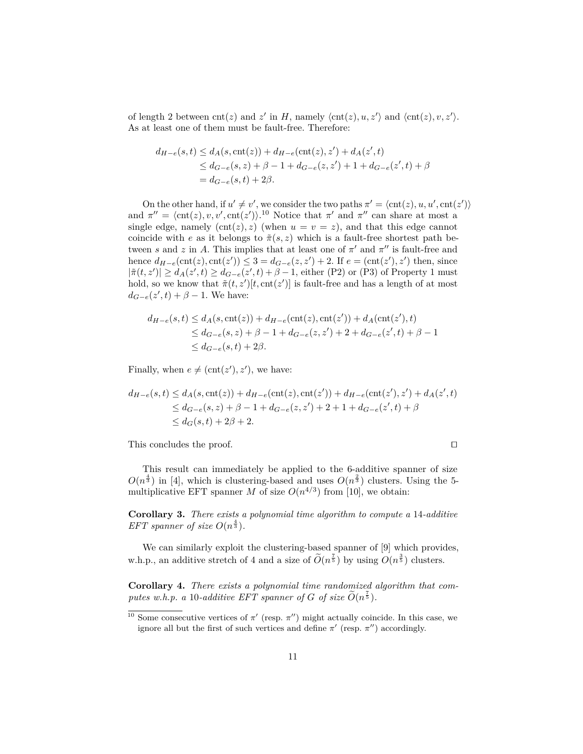of length 2 between $\text{cnt}(z)$ and $z'$ in $H$, namely $\langle \text{cnt}(z), u, z' \rangle$ and $\langle \text{cnt}(z), v, z' \rangle$. As at least one of them must be fault-free. Therefore:

$$\begin{aligned}
d_{H-e}(s,t) &\leq d_A(s, \text{cnt}(z)) + d_{H-e}(\text{cnt}(z), z') + d_A(z', t) \\
&\leq d_{G-e}(s,z) + \beta - 1 + d_{G-e}(z, z') + 1 + d_{G-e}(z', t) + \beta \\
&= d_{G-e}(s,t) + 2\beta.
\end{aligned}$$

On the other hand, if $u' \neq v'$, we consider the two paths $\pi' = \langle \text{cnt}(z), u, u', \text{cnt}(z') \rangle$ and $\pi'' = \langle \text{cnt}(z), v, v', \text{cnt}(z') \rangle$.[10] Notice that $\pi'$ and $\pi''$ can share at most a single edge, namely $(\text{cnt}(z), z)$ (when $u = v = z$), and that this edge cannot coincide with $e$ as it belongs to $\bar{\pi}(s,z)$ which is a fault-free shortest path between $s$ and $z$ in $A$. This implies that at least one of $\pi'$ and $\pi''$ is fault-free and hence $d_{H-e}(\text{cnt}(z), \text{cnt}(z')) \leq 3 = d_{G-e}(z, z') + 2$. If $e = (\text{cnt}(z'), z')$ then, since $|\bar{\pi}(t, z')| \geq d_A(z', t) \geq d_{G-e}(z', t) + \beta - 1$, either (P2) or (P3) of Property 1 must hold, so we know that $\bar{\pi}(t, z')[t, \text{cnt}(z')]$ is fault-free and has a length of at most $d_{G-e}(z', t) + \beta - 1$. We have:

$$\begin{aligned}
d_{H-e}(s,t) &\leq d_A(s, \text{cnt}(z)) + d_{H-e}(\text{cnt}(z), \text{cnt}(z')) + d_A(\text{cnt}(z'), t) \\
&\leq d_{G-e}(s,z) + \beta - 1 + d_{G-e}(z, z') + 2 + d_{G-e}(z', t) + \beta - 1 \\
&\leq d_{G-e}(s,t) + 2\beta.
\end{aligned}$$

Finally, when $e \neq (\text{cnt}(z'), z')$, we have:

$$\begin{aligned}
d_{H-e}(s,t) &\leq d_A(s, \text{cnt}(z)) + d_{H-e}(\text{cnt}(z), \text{cnt}(z')) + d_{H-e}(\text{cnt}(z'), z') + d_A(z', t) \\
&\leq d_{G-e}(s,z) + \beta - 1 + d_{G-e}(z, z') + 2 + 1 + d_{G-e}(z', t) + \beta \\
&\leq d_G(s,t) + 2\beta + 2.
\end{aligned}$$

This concludes the proof. ◻

This result can immediately be applied to the 6-additive spanner of size $O(n^{\frac{4}{3}})$ in [4], which is clustering-based and uses $O(n^{\frac{2}{3}})$ clusters. Using the 5-multiplicative EFT spanner $M$ of size $O(n^{4/3})$ from [10], we obtain:

**Corollary 3.** *There exists a polynomial time algorithm to compute a 14-additive EFT spanner of size $O(n^{\frac{4}{3}})$.*

We can similarly exploit the clustering-based spanner of [9] which provides, w.h.p., an additive stretch of 4 and a size of $\widetilde{O}(n^{\frac{7}{5}})$ by using $O(n^{\frac{3}{5}})$ clusters.

**Corollary 4.** *There exists a polynomial time randomized algorithm that computes w.h.p. a 10-additive EFT spanner of $G$ of size $\widetilde{O}(n^{\frac{7}{5}})$.*

[10] Some consecutive vertices of $\pi'$ (resp. $\pi''$) might actually coincide. In this case, we ignore all but the first of such vertices and define $\pi'$ (resp. $\pi''$) accordingly.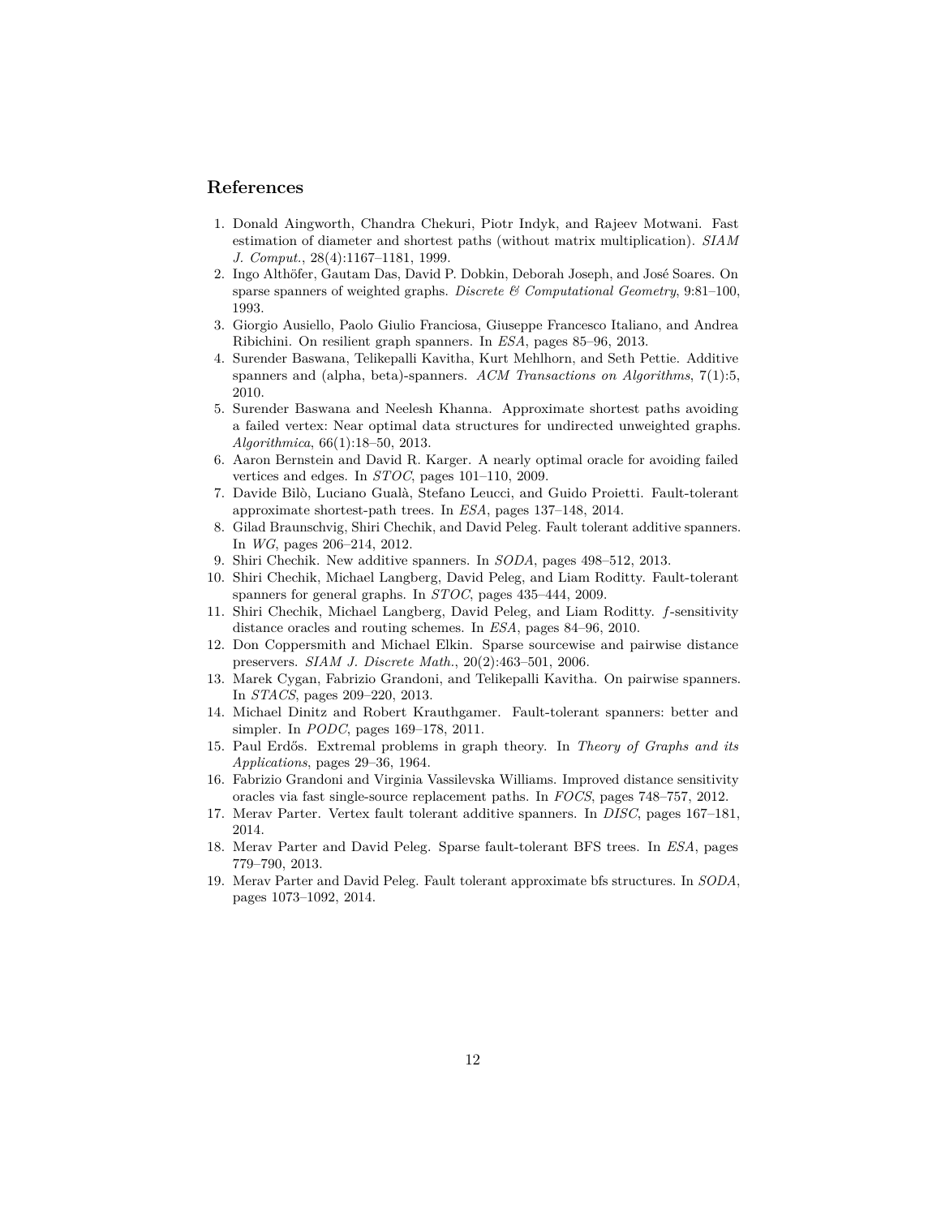## References

1. Donald Aingworth, Chandra Chekuri, Piotr Indyk, and Rajeev Motwani. Fast estimation of diameter and shortest paths (without matrix multiplication). *SIAM J. Comput.*, 28(4):1167–1181, 1999.
2. Ingo Althöfer, Gautam Das, David P. Dobkin, Deborah Joseph, and José Soares. On sparse spanners of weighted graphs. *Discrete & Computational Geometry*, 9:81–100, 1993.
3. Giorgio Ausiello, Paolo Giulio Franciosa, Giuseppe Francesco Italiano, and Andrea Ribichini. On resilient graph spanners. In *ESA*, pages 85–96, 2013.
4. Surender Baswana, Telikepalli Kavitha, Kurt Mehlhorn, and Seth Pettie. Additive spanners and (alpha, beta)-spanners. *ACM Transactions on Algorithms*, 7(1):5, 2010.
5. Surender Baswana and Neelesh Khanna. Approximate shortest paths avoiding a failed vertex: Near optimal data structures for undirected unweighted graphs. *Algorithmica*, 66(1):18–50, 2013.
6. Aaron Bernstein and David R. Karger. A nearly optimal oracle for avoiding failed vertices and edges. In *STOC*, pages 101–110, 2009.
7. Davide Bilò, Luciano Gualà, Stefano Leucci, and Guido Proietti. Fault-tolerant approximate shortest-path trees. In *ESA*, pages 137–148, 2014.
8. Gilad Braunschvig, Shiri Chechik, and David Peleg. Fault tolerant additive spanners. In *WG*, pages 206–214, 2012.
9. Shiri Chechik. New additive spanners. In *SODA*, pages 498–512, 2013.
10. Shiri Chechik, Michael Langberg, David Peleg, and Liam Roditty. Fault-tolerant spanners for general graphs. In *STOC*, pages 435–444, 2009.
11. Shiri Chechik, Michael Langberg, David Peleg, and Liam Roditty. $f$-sensitivity distance oracles and routing schemes. In *ESA*, pages 84–96, 2010.
12. Don Coppersmith and Michael Elkin. Sparse sourcewise and pairwise distance preservers. *SIAM J. Discrete Math.*, 20(2):463–501, 2006.
13. Marek Cygan, Fabrizio Grandoni, and Telikepalli Kavitha. On pairwise spanners. In *STACS*, pages 209–220, 2013.
14. Michael Dinitz and Robert Krauthgamer. Fault-tolerant spanners: better and simpler. In *PODC*, pages 169–178, 2011.
15. Paul Erdős. Extremal problems in graph theory. In *Theory of Graphs and its Applications*, pages 29–36, 1964.
16. Fabrizio Grandoni and Virginia Vassilevska Williams. Improved distance sensitivity oracles via fast single-source replacement paths. In *FOCS*, pages 748–757, 2012.
17. Merav Parter. Vertex fault tolerant additive spanners. In *DISC*, pages 167–181, 2014.
18. Merav Parter and David Peleg. Sparse fault-tolerant BFS trees. In *ESA*, pages 779–790, 2013.
19. Merav Parter and David Peleg. Fault tolerant approximate bfs structures. In *SODA*, pages 1073–1092, 2014.